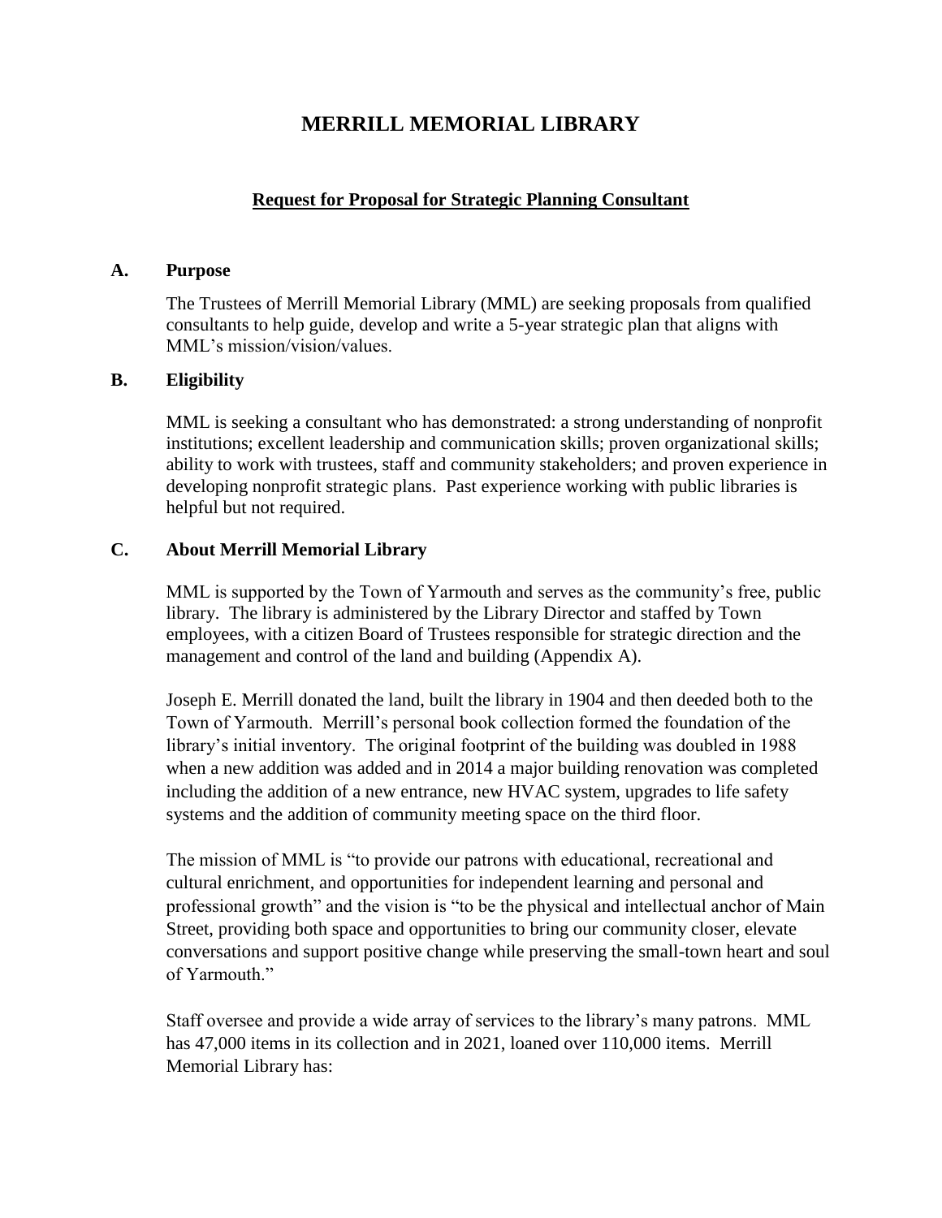# MERRILL MEMORIAL LIBRARY

## Request for Proposal for Strategic Planning Consultant

### A. Purpose

The Trustees of Merrill Memorial Library (MML) are seeking proposals from qualified consultants to help guide, develop and write a 5-year strategic plan that aligns with MML's mission/vision/values.

### B. Eligibility

MML is seeking a consultant who has demonstrated: a strong understanding of nonprofit institutions; excellent leadership and communication skills; proven organizational skills; ability to work with trustees, staff and community stakeholders; and proven experience in developing nonprofit strategic plans. Past experience working with public libraries is helpful but not required.

### C. About Merrill Memorial Library

MML is supported by the Town of Yarmouth and serves as the community's free, public library. The library is administered by the Library Director and staffed by Town employees, with a citizen Board of Trustees responsible for strategic direction and the management and control of the land and building (Appendix A).

Joseph E. Merrill donated the land, built the library in 1904 and then deeded both to the Town of Yarmouth. Merrill's personal book collection formed the foundation of the library's initial inventory. The original footprint of the building was doubled in 1988 when a new addition was added and in 2014 a major building renovation was completed including the addition of a new entrance, new HVAC system, upgrades to life safety systems and the addition of community meeting space on the third floor.

The mission of MML is "to provide our patrons with educational, recreational and cultural enrichment, and opportunities for independent learning and personal and professional growth" and the vision is "to be the physical and intellectual anchor of Main Street, providing both space and opportunities to bring our community closer, elevate conversations and support positive change while preserving the small-town heart and soul of Yarmouth."

Staff oversee and provide a wide array of services to the library's many patrons. MML has 47,000 items in its collection and in 2021, loaned over 110,000 items. Merrill Memorial Library has: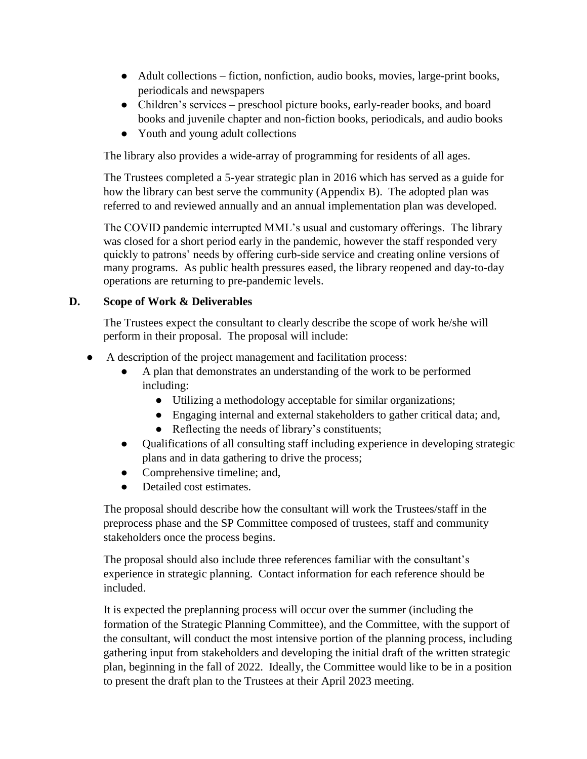- Adult collections – fiction, nonfiction, audio books, movies, large-print books, periodicals and newspapers
- Children's services – preschool picture books, early-reader books, and board books and juvenile chapter and non-fiction books, periodicals, and audio books
- Youth and young adult collections

The library also provides a wide-array of programming for residents of all ages.

The Trustees completed a 5-year strategic plan in 2016 which has served as a guide for how the library can best serve the community (Appendix B). The adopted plan was referred to and reviewed annually and an annual implementation plan was developed.

The COVID pandemic interrupted MML's usual and customary offerings. The library was closed for a short period early in the pandemic, however the staff responded very quickly to patrons' needs by offering curb-side service and creating online versions of many programs. As public health pressures eased, the library reopened and day-to-day operations are returning to pre-pandemic levels.

## D. Scope of Work & Deliverables

The Trustees expect the consultant to clearly describe the scope of work he/she will perform in their proposal. The proposal will include:

- A description of the project management and facilitation process:
  - A plan that demonstrates an understanding of the work to be performed including:
    - Utilizing a methodology acceptable for similar organizations;
    - Engaging internal and external stakeholders to gather critical data; and,
    - Reflecting the needs of library's constituents;
  - Qualifications of all consulting staff including experience in developing strategic plans and in data gathering to drive the process;
  - Comprehensive timeline; and,
  - Detailed cost estimates.

The proposal should describe how the consultant will work the Trustees/staff in the preprocess phase and the SP Committee composed of trustees, staff and community stakeholders once the process begins.

The proposal should also include three references familiar with the consultant's experience in strategic planning. Contact information for each reference should be included.

It is expected the preplanning process will occur over the summer (including the formation of the Strategic Planning Committee), and the Committee, with the support of the consultant, will conduct the most intensive portion of the planning process, including gathering input from stakeholders and developing the initial draft of the written strategic plan, beginning in the fall of 2022. Ideally, the Committee would like to be in a position to present the draft plan to the Trustees at their April 2023 meeting.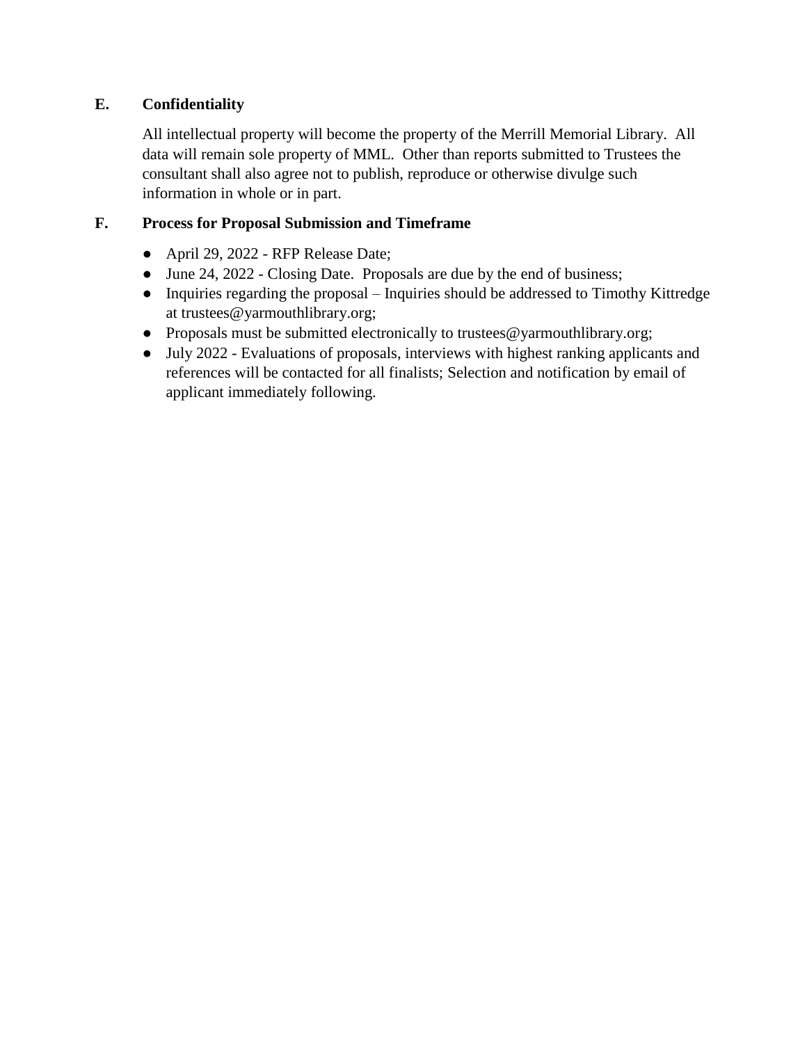### E. Confidentiality

All intellectual property will become the property of the Merrill Memorial Library. All data will remain sole property of MML. Other than reports submitted to Trustees the consultant shall also agree not to publish, reproduce or otherwise divulge such information in whole or in part.

### F. Process for Proposal Submission and Timeframe

- April 29, 2022 - RFP Release Date;
- June 24, 2022 - Closing Date. Proposals are due by the end of business;
- Inquiries regarding the proposal – Inquiries should be addressed to Timothy Kittredge at trustees@yarmouthlibrary.org;
- Proposals must be submitted electronically to trustees@yarmouthlibrary.org;
- July 2022 - Evaluations of proposals, interviews with highest ranking applicants and references will be contacted for all finalists; Selection and notification by email of applicant immediately following.